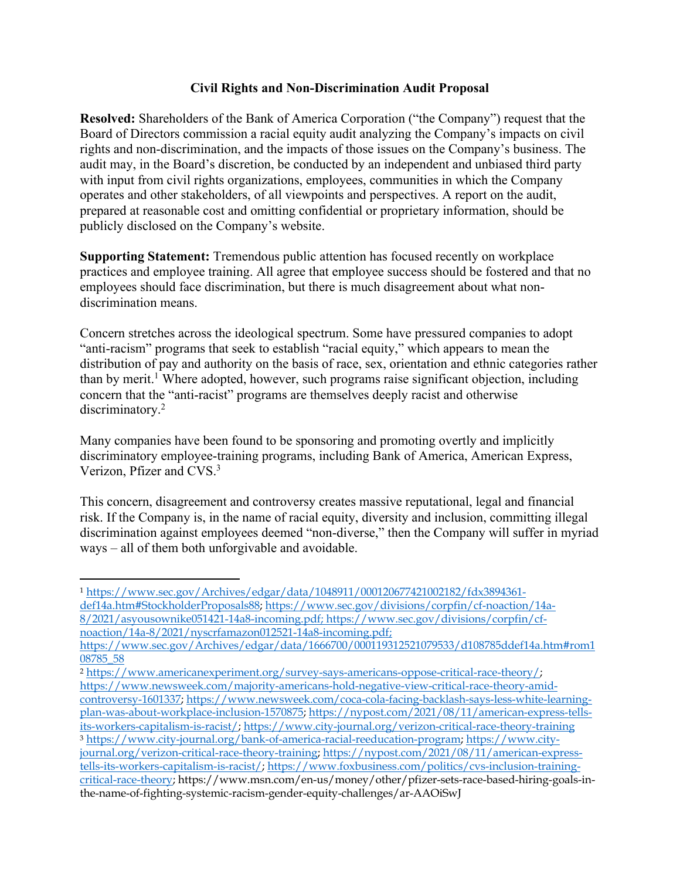# Civil Rights and Non-Discrimination Audit Proposal

**Resolved:** Shareholders of the Bank of America Corporation ("the Company") request that the Board of Directors commission a racial equity audit analyzing the Company's impacts on civil rights and non-discrimination, and the impacts of those issues on the Company's business. The audit may, in the Board's discretion, be conducted by an independent and unbiased third party with input from civil rights organizations, employees, communities in which the Company operates and other stakeholders, of all viewpoints and perspectives. A report on the audit, prepared at reasonable cost and omitting confidential or proprietary information, should be publicly disclosed on the Company's website.

**Supporting Statement:** Tremendous public attention has focused recently on workplace practices and employee training. All agree that employee success should be fostered and that no employees should face discrimination, but there is much disagreement about what non-discrimination means.

Concern stretches across the ideological spectrum. Some have pressured companies to adopt "anti-racism" programs that seek to establish "racial equity," which appears to mean the distribution of pay and authority on the basis of race, sex, orientation and ethnic categories rather than by merit.[1] Where adopted, however, such programs raise significant objection, including concern that the "anti-racist" programs are themselves deeply racist and otherwise discriminatory.[2]

Many companies have been found to be sponsoring and promoting overtly and implicitly discriminatory employee-training programs, including Bank of America, American Express, Verizon, Pfizer and CVS.[3]

This concern, disagreement and controversy creates massive reputational, legal and financial risk. If the Company is, in the name of racial equity, diversity and inclusion, committing illegal discrimination against employees deemed "non-diverse," then the Company will suffer in myriad ways – all of them both unforgivable and avoidable.

---

[1] https://www.sec.gov/Archives/edgar/data/1048911/000120677421002182/fdx3894361-def14a.htm#StockholderProposals88; https://www.sec.gov/divisions/corpfin/cf-noaction/14a-8/2021/asyousownike051421-14a8-incoming.pdf; https://www.sec.gov/divisions/corpfin/cf-noaction/14a-8/2021/nyscrfamazon012521-14a8-incoming.pdf; https://www.sec.gov/Archives/edgar/data/1666700/000119312521079533/d108785ddef14a.htm#rom108785_58

[2] https://www.americanexperiment.org/survey-says-americans-oppose-critical-race-theory/; https://www.newsweek.com/majority-americans-hold-negative-view-critical-race-theory-amid-controversy-1601337; https://www.newsweek.com/coca-cola-facing-backlash-says-less-white-learning-plan-was-about-workplace-inclusion-1570875; https://nypost.com/2021/08/11/american-express-tells-its-workers-capitalism-is-racist/; https://www.city-journal.org/verizon-critical-race-theory-training

[3] https://www.city-journal.org/bank-of-america-racial-reeducation-program; https://www.city-journal.org/verizon-critical-race-theory-training; https://nypost.com/2021/08/11/american-express-tells-its-workers-capitalism-is-racist/; https://www.foxbusiness.com/politics/cvs-inclusion-training-critical-race-theory; https://www.msn.com/en-us/money/other/pfizer-sets-race-based-hiring-goals-in-the-name-of-fighting-systemic-racism-gender-equity-challenges/ar-AAOiSwJ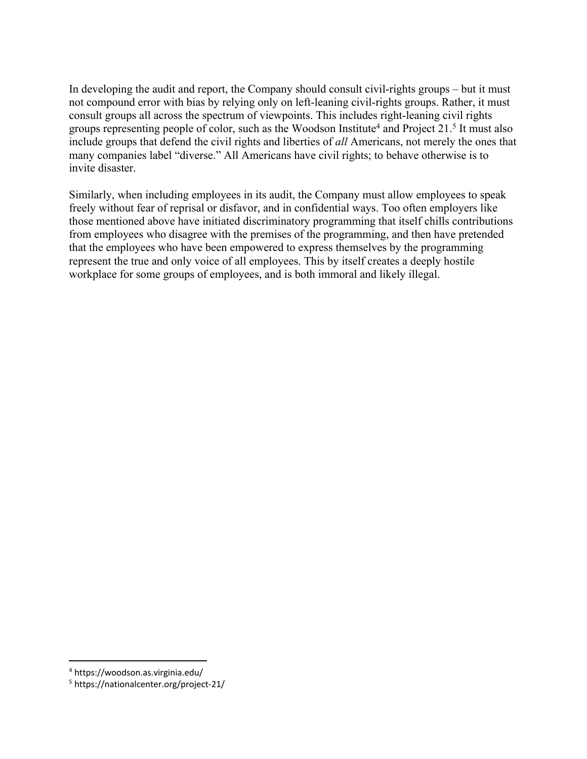In developing the audit and report, the Company should consult civil-rights groups – but it must not compound error with bias by relying only on left-leaning civil-rights groups. Rather, it must consult groups all across the spectrum of viewpoints. This includes right-leaning civil rights groups representing people of color, such as the Woodson Institute[4] and Project 21.[5] It must also include groups that defend the civil rights and liberties of *all* Americans, not merely the ones that many companies label "diverse." All Americans have civil rights; to behave otherwise is to invite disaster.

Similarly, when including employees in its audit, the Company must allow employees to speak freely without fear of reprisal or disfavor, and in confidential ways. Too often employers like those mentioned above have initiated discriminatory programming that itself chills contributions from employees who disagree with the premises of the programming, and then have pretended that the employees who have been empowered to express themselves by the programming represent the true and only voice of all employees. This by itself creates a deeply hostile workplace for some groups of employees, and is both immoral and likely illegal.

---

[4] https://woodson.as.virginia.edu/

[5] https://nationalcenter.org/project-21/